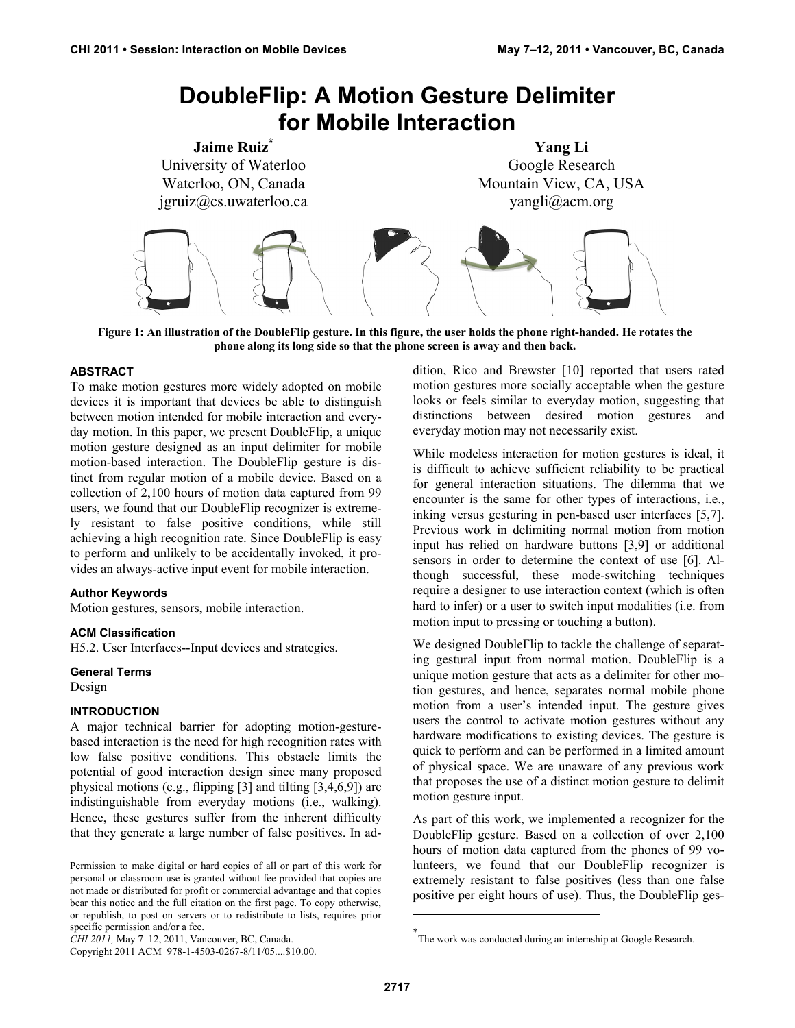# DoubleFlip: A Motion Gesture Delimiter for Mobile Interaction

**Jaime Ruiz***
University of Waterloo
Waterloo, ON, Canada
jgruiz@cs.uwaterloo.ca

**Yang Li**
Google Research
Mountain View, CA, USA
yangli@acm.org

**Figure 1: An illustration of the DoubleFlip gesture. In this figure, the user holds the phone right-handed. He rotates the phone along its long side so that the phone screen is away and then back.**

### ABSTRACT

To make motion gestures more widely adopted on mobile devices it is important that devices be able to distinguish between motion intended for mobile interaction and everyday motion. In this paper, we present DoubleFlip, a unique motion gesture designed as an input delimiter for mobile motion-based interaction. The DoubleFlip gesture is distinct from regular motion of a mobile device. Based on a collection of 2,100 hours of motion data captured from 99 users, we found that our DoubleFlip recognizer is extremely resistant to false positive conditions, while still achieving a high recognition rate. Since DoubleFlip is easy to perform and unlikely to be accidentally invoked, it provides an always-active input event for mobile interaction.

#### Author Keywords

Motion gestures, sensors, mobile interaction.

#### ACM Classification

H5.2. User Interfaces--Input devices and strategies.

#### General Terms

Design

### INTRODUCTION

A major technical barrier for adopting motion-gesture-based interaction is the need for high recognition rates with low false positive conditions. This obstacle limits the potential of good interaction design since many proposed physical motions (e.g., flipping [3] and tilting [3,4,6,9]) are indistinguishable from everyday motions (i.e., walking). Hence, these gestures suffer from the inherent difficulty that they generate a large number of false positives. In addition, Rico and Brewster [10] reported that users rated motion gestures more socially acceptable when the gesture looks or feels similar to everyday motion, suggesting that distinctions between desired motion gestures and everyday motion may not necessarily exist.

While modeless interaction for motion gestures is ideal, it is difficult to achieve sufficient reliability to be practical for general interaction situations. The dilemma that we encounter is the same for other types of interactions, i.e., inking versus gesturing in pen-based user interfaces [5,7]. Previous work in delimiting normal motion from motion input has relied on hardware buttons [3,9] or additional sensors in order to determine the context of use [6]. Although successful, these mode-switching techniques require a designer to use interaction context (which is often hard to infer) or a user to switch input modalities (i.e. from motion input to pressing or touching a button).

We designed DoubleFlip to tackle the challenge of separating gestural input from normal motion. DoubleFlip is a unique motion gesture that acts as a delimiter for other motion gestures, and hence, separates normal mobile phone motion from a user's intended input. The gesture gives users the control to activate motion gestures without any hardware modifications to existing devices. The gesture is quick to perform and can be performed in a limited amount of physical space. We are unaware of any previous work that proposes the use of a distinct motion gesture to delimit motion gesture input.

As part of this work, we implemented a recognizer for the DoubleFlip gesture. Based on a collection of over 2,100 hours of motion data captured from the phones of 99 volunteers, we found that our DoubleFlip recognizer is extremely resistant to false positives (less than one false positive per eight hours of use). Thus, the DoubleFlip ges-

Permission to make digital or hard copies of all or part of this work for personal or classroom use is granted without fee provided that copies are not made or distributed for profit or commercial advantage and that copies bear this notice and the full citation on the first page. To copy otherwise, or republish, to post on servers or to redistribute to lists, requires prior specific permission and/or a fee.
*CHI 2011,* May 7–12, 2011, Vancouver, BC, Canada.
Copyright 2011 ACM 978-1-4503-0267-8/11/05....$10.00.

* The work was conducted during an internship at Google Research.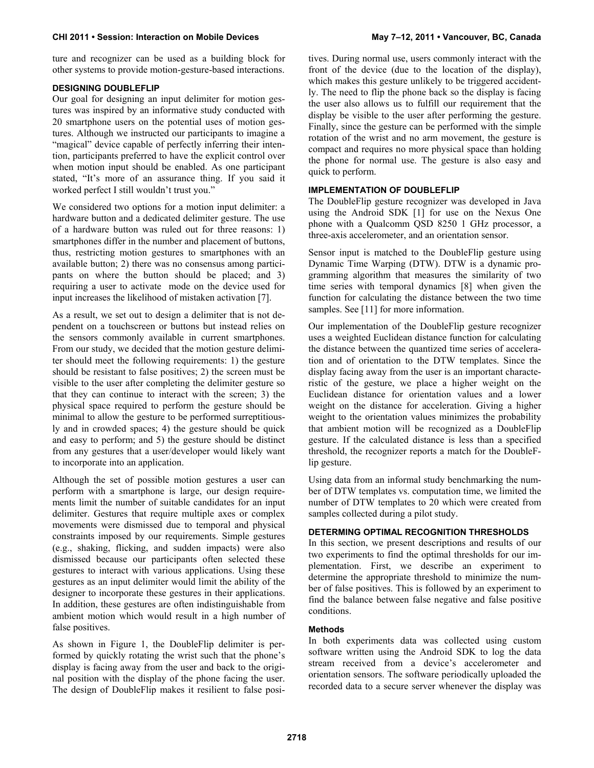ture and recognizer can be used as a building block for other systems to provide motion-gesture-based interactions.

## DESIGNING DOUBLEFLIP

Our goal for designing an input delimiter for motion gestures was inspired by an informative study conducted with 20 smartphone users on the potential uses of motion gestures. Although we instructed our participants to imagine a "magical" device capable of perfectly inferring their intention, participants preferred to have the explicit control over when motion input should be enabled. As one participant stated, "It's more of an assurance thing. If you said it worked perfect I still wouldn't trust you."

We considered two options for a motion input delimiter: a hardware button and a dedicated delimiter gesture. The use of a hardware button was ruled out for three reasons: 1) smartphones differ in the number and placement of buttons, thus, restricting motion gestures to smartphones with an available button; 2) there was no consensus among participants on where the button should be placed; and 3) requiring a user to activate mode on the device used for input increases the likelihood of mistaken activation [7].

As a result, we set out to design a delimiter that is not dependent on a touchscreen or buttons but instead relies on the sensors commonly available in current smartphones. From our study, we decided that the motion gesture delimiter should meet the following requirements: 1) the gesture should be resistant to false positives; 2) the screen must be visible to the user after completing the delimiter gesture so that they can continue to interact with the screen; 3) the physical space required to perform the gesture should be minimal to allow the gesture to be performed surreptitiously and in crowded spaces; 4) the gesture should be quick and easy to perform; and 5) the gesture should be distinct from any gestures that a user/developer would likely want to incorporate into an application.

Although the set of possible motion gestures a user can perform with a smartphone is large, our design requirements limit the number of suitable candidates for an input delimiter. Gestures that require multiple axes or complex movements were dismissed due to temporal and physical constraints imposed by our requirements. Simple gestures (e.g., shaking, flicking, and sudden impacts) were also dismissed because our participants often selected these gestures to interact with various applications. Using these gestures as an input delimiter would limit the ability of the designer to incorporate these gestures in their applications. In addition, these gestures are often indistinguishable from ambient motion which would result in a high number of false positives.

As shown in Figure 1, the DoubleFlip delimiter is performed by quickly rotating the wrist such that the phone's display is facing away from the user and back to the original position with the display of the phone facing the user. The design of DoubleFlip makes it resilient to false positives. During normal use, users commonly interact with the front of the device (due to the location of the display), which makes this gesture unlikely to be triggered accidently. The need to flip the phone back so the display is facing the user also allows us to fulfill our requirement that the display be visible to the user after performing the gesture. Finally, since the gesture can be performed with the simple rotation of the wrist and no arm movement, the gesture is compact and requires no more physical space than holding the phone for normal use. The gesture is also easy and quick to perform.

## IMPLEMENTATION OF DOUBLEFLIP

The DoubleFlip gesture recognizer was developed in Java using the Android SDK [1] for use on the Nexus One phone with a Qualcomm QSD 8250 1 GHz processor, a three-axis accelerometer, and an orientation sensor.

Sensor input is matched to the DoubleFlip gesture using Dynamic Time Warping (DTW). DTW is a dynamic programming algorithm that measures the similarity of two time series with temporal dynamics [8] when given the function for calculating the distance between the two time samples. See [11] for more information.

Our implementation of the DoubleFlip gesture recognizer uses a weighted Euclidean distance function for calculating the distance between the quantized time series of acceleration and of orientation to the DTW templates. Since the display facing away from the user is an important characteristic of the gesture, we place a higher weight on the Euclidean distance for orientation values and a lower weight on the distance for acceleration. Giving a higher weight to the orientation values minimizes the probability that ambient motion will be recognized as a DoubleFlip gesture. If the calculated distance is less than a specified threshold, the recognizer reports a match for the DoubleFlip gesture.

Using data from an informal study benchmarking the number of DTW templates vs. computation time, we limited the number of DTW templates to 20 which were created from samples collected during a pilot study.

## DETERMING OPTIMAL RECOGNITION THRESHOLDS

In this section, we present descriptions and results of our two experiments to find the optimal thresholds for our implementation. First, we describe an experiment to determine the appropriate threshold to minimize the number of false positives. This is followed by an experiment to find the balance between false negative and false positive conditions.

### Methods

In both experiments data was collected using custom software written using the Android SDK to log the data stream received from a device's accelerometer and orientation sensors. The software periodically uploaded the recorded data to a secure server whenever the display was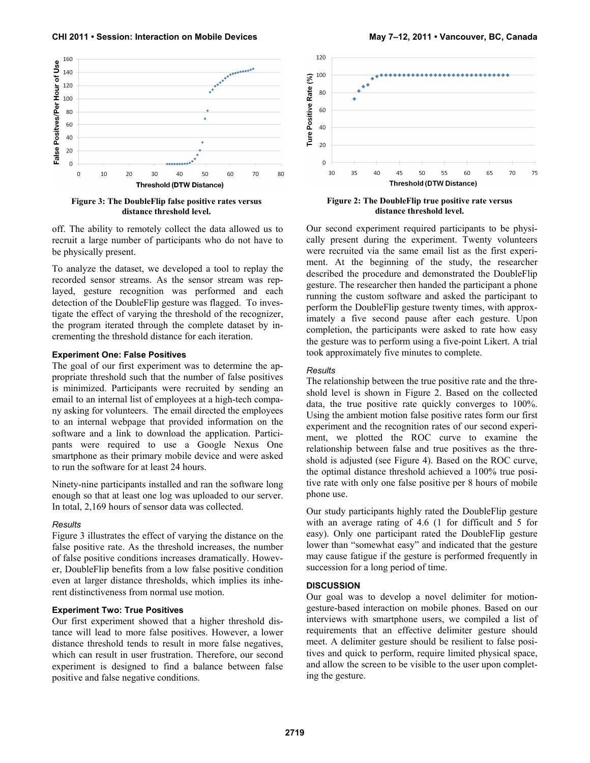Figure 3: The DoubleFlip false positive rates versus distance threshold level.

off. The ability to remotely collect the data allowed us to recruit a large number of participants who do not have to be physically present.

To analyze the dataset, we developed a tool to replay the recorded sensor streams. As the sensor stream was replayed, gesture recognition was performed and each detection of the DoubleFlip gesture was flagged. To investigate the effect of varying the threshold of the recognizer, the program iterated through the complete dataset by incrementing the threshold distance for each iteration.

### Experiment One: False Positives

The goal of our first experiment was to determine the appropriate threshold such that the number of false positives is minimized. Participants were recruited by sending an email to an internal list of employees at a high-tech company asking for volunteers. The email directed the employees to an internal webpage that provided information on the software and a link to download the application. Participants were required to use a Google Nexus One smartphone as their primary mobile device and were asked to run the software for at least 24 hours.

Ninety-nine participants installed and ran the software long enough so that at least one log was uploaded to our server. In total, 2,169 hours of sensor data was collected.

*Results*

Figure 3 illustrates the effect of varying the distance on the false positive rate. As the threshold increases, the number of false positive conditions increases dramatically. However, DoubleFlip benefits from a low false positive condition even at larger distance thresholds, which implies its inherent distinctiveness from normal use motion.

### Experiment Two: True Positives

Our first experiment showed that a higher threshold distance will lead to more false positives. However, a lower distance threshold tends to result in more false negatives, which can result in user frustration. Therefore, our second experiment is designed to find a balance between false positive and false negative conditions.

Figure 2: The DoubleFlip true positive rate versus distance threshold level.

Our second experiment required participants to be physically present during the experiment. Twenty volunteers were recruited via the same email list as the first experiment. At the beginning of the study, the researcher described the procedure and demonstrated the DoubleFlip gesture. The researcher then handed the participant a phone running the custom software and asked the participant to perform the DoubleFlip gesture twenty times, with approximately a five second pause after each gesture. Upon completion, the participants were asked to rate how easy the gesture was to perform using a five-point Likert. A trial took approximately five minutes to complete.

*Results*

The relationship between the true positive rate and the threshold level is shown in Figure 2. Based on the collected data, the true positive rate quickly converges to 100%. Using the ambient motion false positive rates form our first experiment and the recognition rates of our second experiment, we plotted the ROC curve to examine the relationship between false and true positives as the threshold is adjusted (see Figure 4). Based on the ROC curve, the optimal distance threshold achieved a 100% true positive rate with only one false positive per 8 hours of mobile phone use.

Our study participants highly rated the DoubleFlip gesture with an average rating of 4.6 (1 for difficult and 5 for easy). Only one participant rated the DoubleFlip gesture lower than "somewhat easy" and indicated that the gesture may cause fatigue if the gesture is performed frequently in succession for a long period of time.

## DISCUSSION

Our goal was to develop a novel delimiter for motion-gesture-based interaction on mobile phones. Based on our interviews with smartphone users, we compiled a list of requirements that an effective delimiter gesture should meet. A delimiter gesture should be resilient to false positives and quick to perform, require limited physical space, and allow the screen to be visible to the user upon completing the gesture.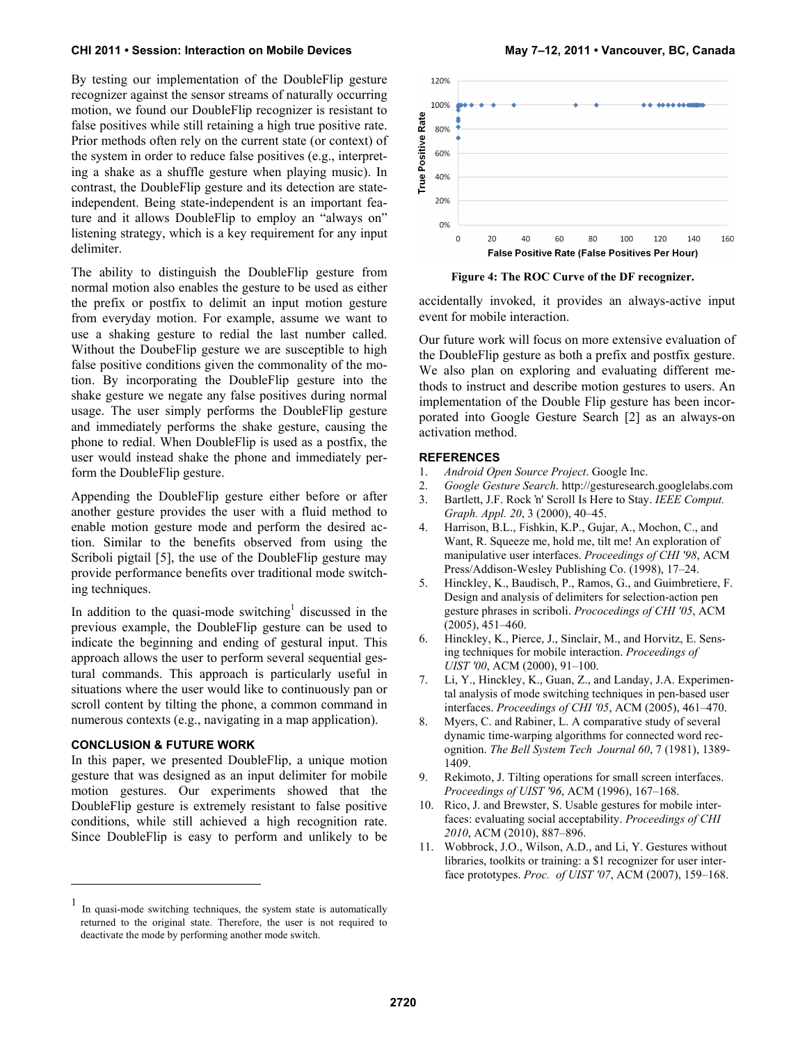By testing our implementation of the DoubleFlip gesture recognizer against the sensor streams of naturally occurring motion, we found our DoubleFlip recognizer is resistant to false positives while still retaining a high true positive rate. Prior methods often rely on the current state (or context) of the system in order to reduce false positives (e.g., interpreting a shake as a shuffle gesture when playing music). In contrast, the DoubleFlip gesture and its detection are state-independent. Being state-independent is an important feature and it allows DoubleFlip to employ an "always on" listening strategy, which is a key requirement for any input delimiter.

The ability to distinguish the DoubleFlip gesture from normal motion also enables the gesture to be used as either the prefix or postfix to delimit an input motion gesture from everyday motion. For example, assume we want to use a shaking gesture to redial the last number called. Without the DoubeFlip gesture we are susceptible to high false positive conditions given the commonality of the motion. By incorporating the DoubleFlip gesture into the shake gesture we negate any false positives during normal usage. The user simply performs the DoubleFlip gesture and immediately performs the shake gesture, causing the phone to redial. When DoubleFlip is used as a postfix, the user would instead shake the phone and immediately perform the DoubleFlip gesture.

Appending the DoubleFlip gesture either before or after another gesture provides the user with a fluid method to enable motion gesture mode and perform the desired action. Similar to the benefits observed from using the Scriboli pigtail [5], the use of the DoubleFlip gesture may provide performance benefits over traditional mode switching techniques.

In addition to the quasi-mode switching[1] discussed in the previous example, the DoubleFlip gesture can be used to indicate the beginning and ending of gestural input. This approach allows the user to perform several sequential gestural commands. This approach is particularly useful in situations where the user would like to continuously pan or scroll content by tilting the phone, a common command in numerous contexts (e.g., navigating in a map application).

## CONCLUSION & FUTURE WORK

In this paper, we presented DoubleFlip, a unique motion gesture that was designed as an input delimiter for mobile motion gestures. Our experiments showed that the DoubleFlip gesture is extremely resistant to false positive conditions, while still achieved a high recognition rate. Since DoubleFlip is easy to perform and unlikely to be accidentally invoked, it provides an always-active input event for mobile interaction.

Our future work will focus on more extensive evaluation of the DoubleFlip gesture as both a prefix and postfix gesture. We also plan on exploring and evaluating different methods to instruct and describe motion gestures to users. An implementation of the Double Flip gesture has been incorporated into Google Gesture Search [2] as an always-on activation method.

True Positive Rate
120%
100%
80%
60%
40%
20%
0%
0 20 40 60 80 100 120 140 160
False Positive Rate (False Positives Per Hour)

**Figure 4: The ROC Curve of the DF recognizer.**

## REFERENCES

1. *Android Open Source Project*. Google Inc.
2. *Google Gesture Search*. http://gesturesearch.googlelabs.com
3. Bartlett, J.F. Rock 'n' Scroll Is Here to Stay. *IEEE Comput. Graph. Appl. 20*, 3 (2000), 40–45.
4. Harrison, B.L., Fishkin, K.P., Gujar, A., Mochon, C., and Want, R. Squeeze me, hold me, tilt me! An exploration of manipulative user interfaces. *Proceedings of CHI '98*, ACM Press/Addison-Wesley Publishing Co. (1998), 17–24.
5. Hinckley, K., Baudisch, P., Ramos, G., and Guimbretiere, F. Design and analysis of delimiters for selection-action pen gesture phrases in scriboli. *Procoedings of CHI '05*, ACM (2005), 451–460.
6. Hinckley, K., Pierce, J., Sinclair, M., and Horvitz, E. Sensing techniques for mobile interaction. *Proceedings of UIST '00*, ACM (2000), 91–100.
7. Li, Y., Hinckley, K., Guan, Z., and Landay, J.A. Experimental analysis of mode switching techniques in pen-based user interfaces. *Proceedings of CHI '05*, ACM (2005), 461–470.
8. Myers, C. and Rabiner, L. A comparative study of several dynamic time-warping algorithms for connected word recognition. *The Bell System Tech Journal 60*, 7 (1981), 1389-1409.
9. Rekimoto, J. Tilting operations for small screen interfaces. *Proceedings of UIST '96*, ACM (1996), 167–168.
10. Rico, J. and Brewster, S. Usable gestures for mobile interfaces: evaluating social acceptability. *Proceedings of CHI 2010*, ACM (2010), 887–896.
11. Wobbrock, J.O., Wilson, A.D., and Li, Y. Gestures without libraries, toolkits or training: a $1 recognizer for user interface prototypes. *Proc. of UIST '07*, ACM (2007), 159–168.

[1] In quasi-mode switching techniques, the system state is automatically returned to the original state. Therefore, the user is not required to deactivate the mode by performing another mode switch.